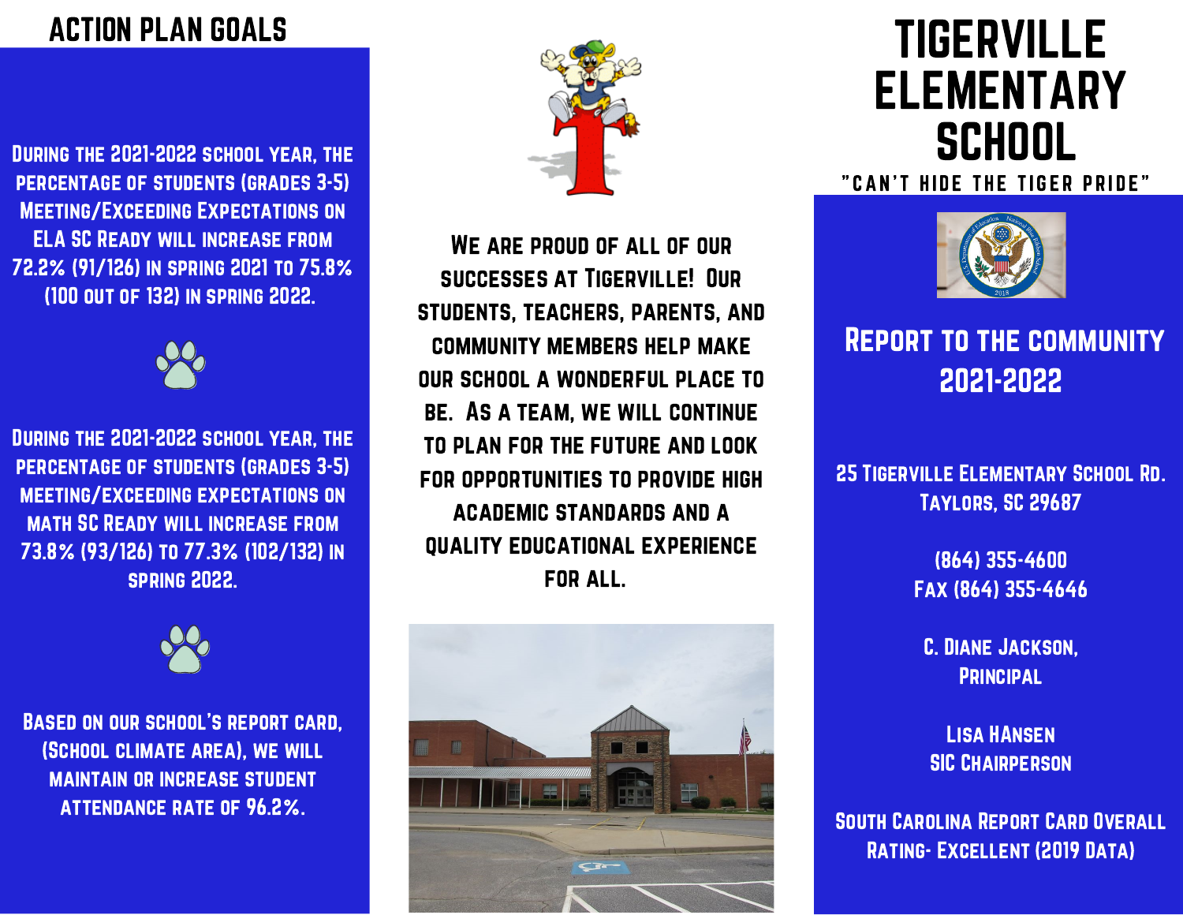## Action Plan Goals

During the 2021-2022 school year, the percentage of students (grades 3-5) Meeting/Exceeding Expectations on ELA SC Ready will increase from 72.2% (91/126) in spring 2021 to 75.8% (100 out of 132) in spring 2022.

During the 2021-2022 school year, the percentage of students (grades 3-5) meeting/exceeding expectations on math SC Ready will increase from 73.8% (93/126) to 77.3% (102/132) in spring 2022.

Based on our school's report card, (School climate area), we will maintain or increase student attendance rate of 96.2%.

We are proud of all of our successes at Tigerville! Our students, teachers, parents, and community members help make our school a wonderful place to be. As a team, we will continue to plan for the future and look for opportunities to provide high academic standards and a quality educational experience for all.

# Tigerville Elementary School

"Can't hide the tiger pride"

## Report to the Community 2021-2022

25 Tigerville Elementary School Rd.
Taylors, SC 29687

(864) 355-4600
Fax (864) 355-4646

C. Diane Jackson,
Principal

Lisa Hansen
SIC Chairperson

South Carolina Report Card Overall Rating- Excellent (2019 Data)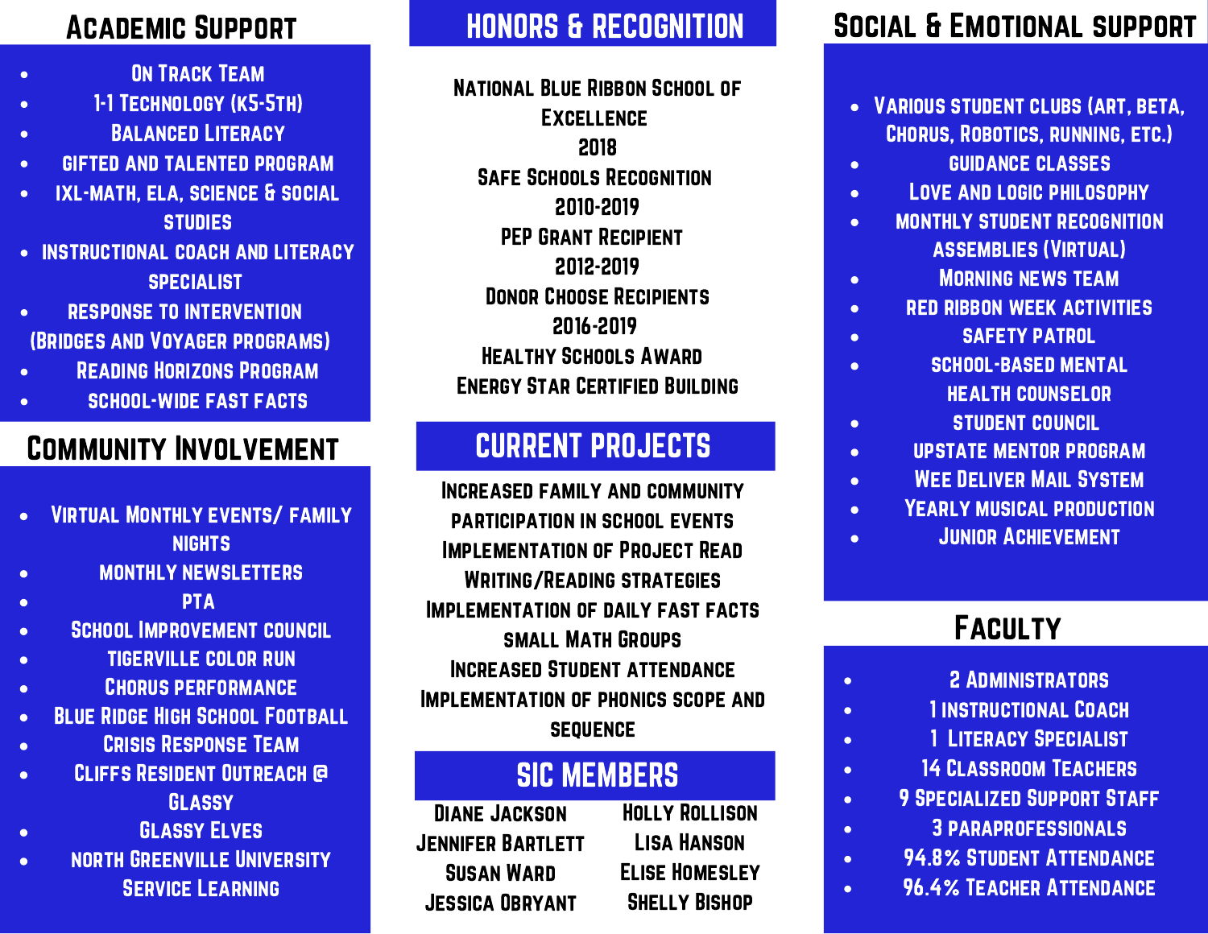## Academic Support

- On Track Team
- 1-1 Technology (K5-5th)
- Balanced Literacy
- Gifted and Talented Program
- IXL-Math, ELA, Science & Social Studies
- Instructional Coach and Literacy Specialist
- Response to Intervention (Bridges and Voyager Programs)
- Reading Horizons Program
- School-wide Fast Facts

## Community Involvement

- Virtual Monthly Events/ Family Nights
- Monthly Newsletters
- PTA
- School Improvement Council
- Tigerville Color Run
- Chorus Performance
- Blue Ridge High School Football
- Crisis Response Team
- Cliffs Resident Outreach @ Glassy
- Glassy Elves
- North Greenville University Service Learning

## Honors & Recognition

National Blue Ribbon School of Excellence
2018
Safe Schools Recognition
2010-2019
PEP Grant Recipient
2012-2019
Donor Choose Recipients
2016-2019
Healthy Schools Award
Energy Star Certified Building

## Current Projects

Increased family and community participation in school events
Implementation of Project Read Writing/Reading strategies
Implementation of daily Fast Facts
Small Math Groups
Increased Student attendance
Implementation of Phonics Scope and Sequence

## SIC Members

| | |
|---|---|
| Diane Jackson | Holly Rollison |
| Jennifer Bartlett | Lisa Hanson |
| Susan Ward | Elise Homesley |
| Jessica Obryant | Shelly Bishop |

## Social & Emotional Support

- Various student clubs (Art, Beta, Chorus, Robotics, Running, etc.)
- Guidance Classes
- Love and Logic Philosophy
- Monthly Student Recognition Assemblies (Virtual)
- Morning News Team
- Red Ribbon Week Activities
- Safety Patrol
- School-based Mental Health Counselor
- Student Council
- Upstate Mentor Program
- Wee Deliver Mail System
- Yearly Musical Production
- Junior Achievement

## Faculty

- 2 Administrators
- 1 Instructional Coach
- 1 Literacy Specialist
- 14 Classroom Teachers
- 9 Specialized Support Staff
- 3 Paraprofessionals
- 94.8% Student Attendance
- 96.4% Teacher Attendance